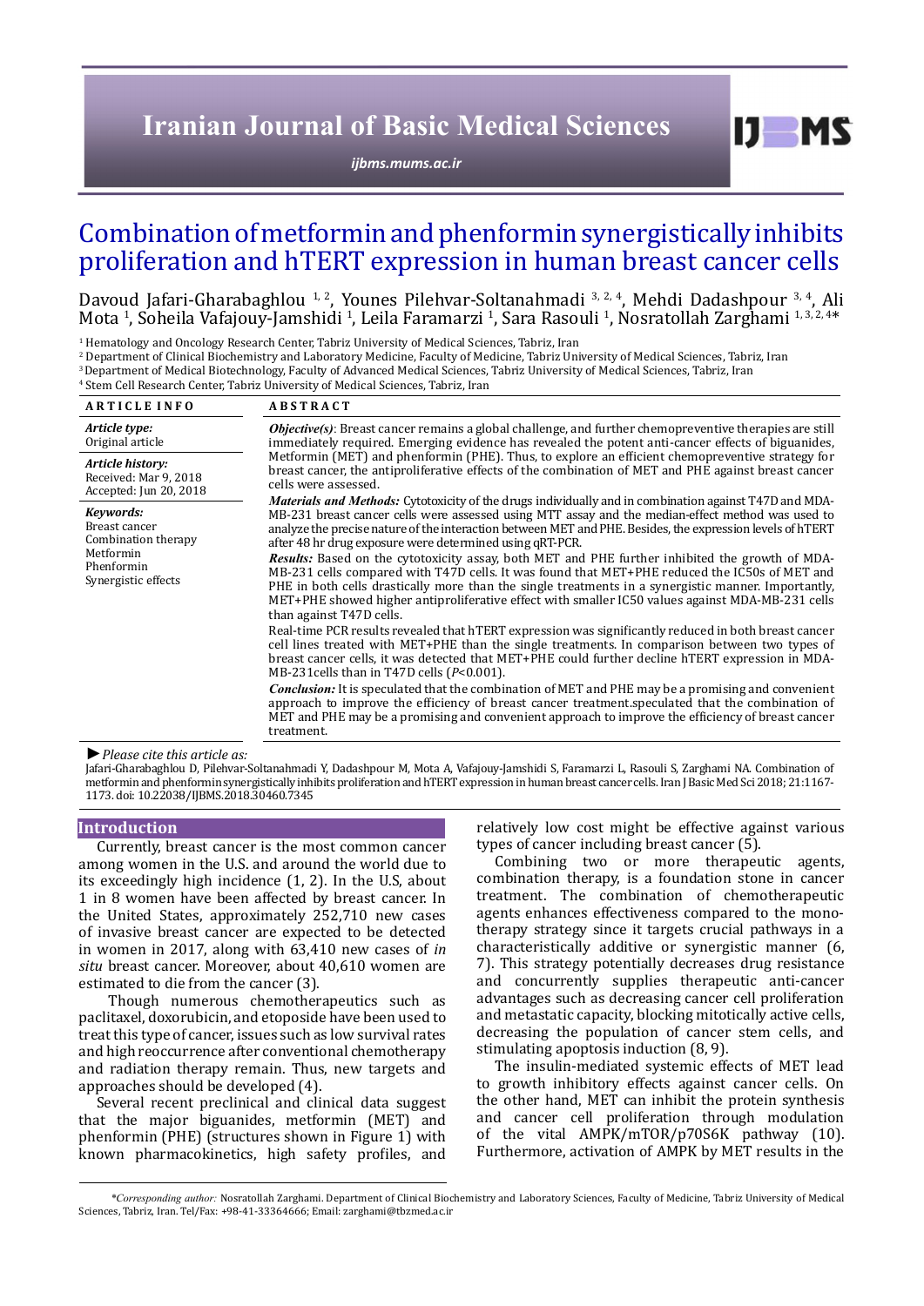# Combination of metformin and phenformin synergistically inhibits proliferation and hTERT expression in human breast cancer cells

Davoud Jafari-Gharabaghlou [1, 2], Younes Pilehvar-Soltanahmadi [3, 2, 4], Mehdi Dadashpour [3, 4], Ali Mota [1], Soheila Vafajouy-Jamshidi [1], Leila Faramarzi [1], Sara Rasouli [1], Nosratollah Zarghami [1, 3, 2, 4]*

[1] Hematology and Oncology Research Center, Tabriz University of Medical Sciences, Tabriz, Iran
[2] Department of Clinical Biochemistry and Laboratory Medicine, Faculty of Medicine, Tabriz University of Medical Sciences, Tabriz, Iran
[3] Department of Medical Biotechnology, Faculty of Advanced Medical Sciences, Tabriz University of Medical Sciences, Tabriz, Iran
[4] Stem Cell Research Center, Tabriz University of Medical Sciences, Tabriz, Iran

**ARTICLE INFO**

*Article type:*
Original article

*Article history:*
Received: Mar 9, 2018
Accepted: Jun 20, 2018

*Keywords:*
Breast cancer
Combination therapy
Metformin
Phenformin
Synergistic effects

**ABSTRACT**

***Objective(s)***: Breast cancer remains a global challenge, and further chemopreventive therapies are still immediately required. Emerging evidence has revealed the potent anti-cancer effects of biguanides, Metformin (MET) and phenformin (PHE). Thus, to explore an efficient chemopreventive strategy for breast cancer, the antiproliferative effects of the combination of MET and PHE against breast cancer cells were assessed.

***Materials and Methods:*** Cytotoxicity of the drugs individually and in combination against T47D and MDA-MB-231 breast cancer cells were assessed using MTT assay and the median-effect method was used to analyze the precise nature of the interaction between MET and PHE. Besides, the expression levels of hTERT after 48 hr drug exposure were determined using qRT-PCR.

***Results:*** Based on the cytotoxicity assay, both MET and PHE further inhibited the growth of MDA-MB-231 cells compared with T47D cells. It was found that MET+PHE reduced the IC50s of MET and PHE in both cells drastically more than the single treatments in a synergistic manner. Importantly, MET+PHE showed higher antiproliferative effect with smaller IC50 values against MDA-MB-231 cells than against T47D cells.

Real-time PCR results revealed that hTERT expression was significantly reduced in both breast cancer cell lines treated with MET+PHE than the single treatments. In comparison between two types of breast cancer cells, it was detected that MET+PHE could further decline hTERT expression in MDA-MB-231cells than in T47D cells (*P*<0.001).

***Conclusion:*** It is speculated that the combination of MET and PHE may be a promising and convenient approach to improve the efficiency of breast cancer treatment.speculated that the combination of MET and PHE may be a promising and convenient approach to improve the efficiency of breast cancer treatment.

►*Please cite this article as:*
Jafari-Gharabaghlou D, Pilehvar-Soltanahmadi Y, Dadashpour M, Mota A, Vafajouy-Jamshidi S, Faramarzi L, Rasouli S, Zarghami NA. Combination of metformin and phenformin synergistically inhibits proliferation and hTERT expression in human breast cancer cells. Iran J Basic Med Sci 2018; 21:1167-1173. doi: 10.22038/IJBMS.2018.30460.7345

## Introduction

Currently, breast cancer is the most common cancer among women in the U.S. and around the world due to its exceedingly high incidence (1, 2). In the U.S, about 1 in 8 women have been affected by breast cancer. In the United States, approximately 252,710 new cases of invasive breast cancer are expected to be detected in women in 2017, along with 63,410 new cases of *in situ* breast cancer. Moreover, about 40,610 women are estimated to die from the cancer (3).

Though numerous chemotherapeutics such as paclitaxel, doxorubicin, and etoposide have been used to treat this type of cancer, issues such as low survival rates and high reoccurrence after conventional chemotherapy and radiation therapy remain. Thus, new targets and approaches should be developed (4).

Several recent preclinical and clinical data suggest that the major biguanides, metformin (MET) and phenformin (PHE) (structures shown in Figure 1) with known pharmacokinetics, high safety profiles, and relatively low cost might be effective against various types of cancer including breast cancer (5).

Combining two or more therapeutic agents, combination therapy, is a foundation stone in cancer treatment. The combination of chemotherapeutic agents enhances effectiveness compared to the mono-therapy strategy since it targets crucial pathways in a characteristically additive or synergistic manner (6, 7). This strategy potentially decreases drug resistance and concurrently supplies therapeutic anti-cancer advantages such as decreasing cancer cell proliferation and metastatic capacity, blocking mitotically active cells, decreasing the population of cancer stem cells, and stimulating apoptosis induction (8, 9).

The insulin-mediated systemic effects of MET lead to growth inhibitory effects against cancer cells. On the other hand, MET can inhibit the protein synthesis and cancer cell proliferation through modulation of the vital AMPK/mTOR/p70S6K pathway (10). Furthermore, activation of AMPK by MET results in the

*Corresponding author: Nosratollah Zarghami. Department of Clinical Biochemistry and Laboratory Sciences, Faculty of Medicine, Tabriz University of Medical Sciences, Tabriz, Iran. Tel/Fax: +98-41-33364666; Email: zarghami@tbzmed.ac.ir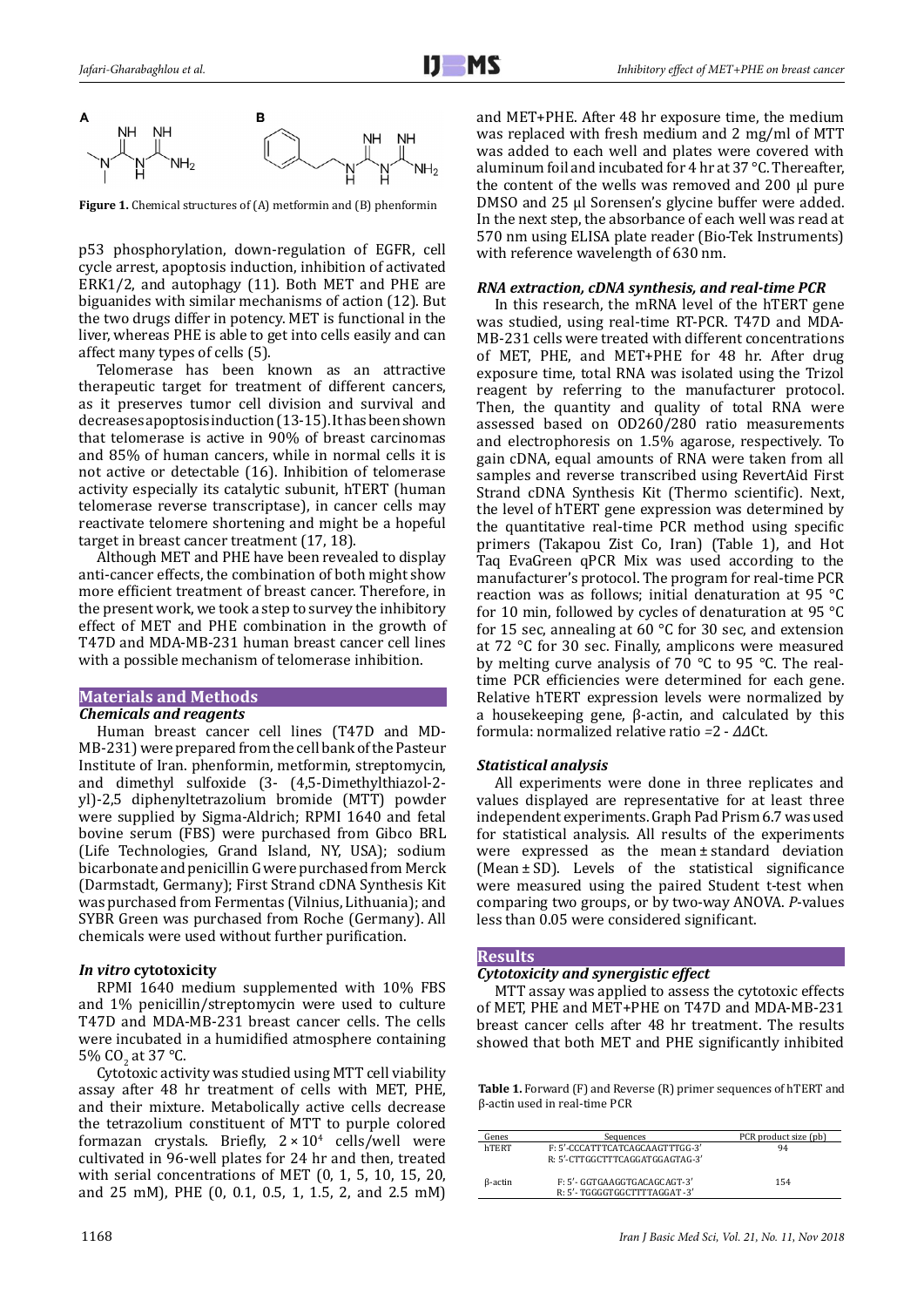**Figure 1.** Chemical structures of (A) metformin and (B) phenformin

p53 phosphorylation, down-regulation of EGFR, cell cycle arrest, apoptosis induction, inhibition of activated ERK1/2, and autophagy (11). Both MET and PHE are biguanides with similar mechanisms of action (12). But the two drugs differ in potency. MET is functional in the liver, whereas PHE is able to get into cells easily and can affect many types of cells (5).

Telomerase has been known as an attractive therapeutic target for treatment of different cancers, as it preserves tumor cell division and survival and decreases apoptosis induction (13-15). It has been shown that telomerase is active in 90% of breast carcinomas and 85% of human cancers, while in normal cells it is not active or detectable (16). Inhibition of telomerase activity especially its catalytic subunit, hTERT (human telomerase reverse transcriptase), in cancer cells may reactivate telomere shortening and might be a hopeful target in breast cancer treatment (17, 18).

Although MET and PHE have been revealed to display anti-cancer effects, the combination of both might show more efficient treatment of breast cancer. Therefore, in the present work, we took a step to survey the inhibitory effect of MET and PHE combination in the growth of T47D and MDA-MB-231 human breast cancer cell lines with a possible mechanism of telomerase inhibition.

## Materials and Methods

### Chemicals and reagents

Human breast cancer cell lines (T47D and MD-MB-231) were prepared from the cell bank of the Pasteur Institute of Iran. phenformin, metformin, streptomycin, and dimethyl sulfoxide (3- (4,5-Dimethylthiazol-2-yl)-2,5 diphenyltetrazolium bromide (MTT) powder were supplied by Sigma-Aldrich; RPMI 1640 and fetal bovine serum (FBS) were purchased from Gibco BRL (Life Technologies, Grand Island, NY, USA); sodium bicarbonate and penicillin G were purchased from Merck (Darmstadt, Germany); First Strand cDNA Synthesis Kit was purchased from Fermentas (Vilnius, Lithuania); and SYBR Green was purchased from Roche (Germany). All chemicals were used without further purification.

### *In vitro* cytotoxicity

RPMI 1640 medium supplemented with 10% FBS and 1% penicillin/streptomycin were used to culture T47D and MDA-MB-231 breast cancer cells. The cells were incubated in a humidified atmosphere containing 5% $CO_2$ at 37 °C.

Cytotoxic activity was studied using MTT cell viability assay after 48 hr treatment of cells with MET, PHE, and their mixture. Metabolically active cells decrease the tetrazolium constituent of MTT to purple colored formazan crystals. Briefly, $2 \times 10^4$ cells/well were cultivated in 96-well plates for 24 hr and then, treated with serial concentrations of MET (0, 1, 5, 10, 15, 20, and 25 mM), PHE (0, 0.1, 0.5, 1, 1.5, 2, and 2.5 mM) and MET+PHE. After 48 hr exposure time, the medium was replaced with fresh medium and 2 mg/ml of MTT was added to each well and plates were covered with aluminum foil and incubated for 4 hr at 37 °C. Thereafter, the content of the wells was removed and 200 µl pure DMSO and 25 µl Sorensen's glycine buffer were added. In the next step, the absorbance of each well was read at 570 nm using ELISA plate reader (Bio-Tek Instruments) with reference wavelength of 630 nm.

### RNA extraction, cDNA synthesis, and real-time PCR

In this research, the mRNA level of the hTERT gene was studied, using real-time RT-PCR. T47D and MDA-MB-231 cells were treated with different concentrations of MET, PHE, and MET+PHE for 48 hr. After drug exposure time, total RNA was isolated using the Trizol reagent by referring to the manufacturer protocol. Then, the quantity and quality of total RNA were assessed based on OD260/280 ratio measurements and electrophoresis on 1.5% agarose, respectively. To gain cDNA, equal amounts of RNA were taken from all samples and reverse transcribed using RevertAid First Strand cDNA Synthesis Kit (Thermo scientific). Next, the level of hTERT gene expression was determined by the quantitative real-time PCR method using specific primers (Takapou Zist Co, Iran) (Table 1), and Hot Taq EvaGreen qPCR Mix was used according to the manufacturer's protocol. The program for real-time PCR reaction was as follows; initial denaturation at 95 °C for 10 min, followed by cycles of denaturation at 95 °C for 15 sec, annealing at 60 °C for 30 sec, and extension at 72 °C for 30 sec. Finally, amplicons were measured by melting curve analysis of 70 °C to 95 °C. The real-time PCR efficiencies were determined for each gene. Relative hTERT expression levels were normalized by a housekeeping gene, β-actin, and calculated by this formula: normalized relative ratio $=2 - \Delta\Delta$Ct.

### Statistical analysis

All experiments were done in three replicates and values displayed are representative for at least three independent experiments. Graph Pad Prism 6.7 was used for statistical analysis. All results of the experiments were expressed as the mean ± standard deviation (Mean ± SD). Levels of the statistical significance were measured using the paired Student t-test when comparing two groups, or by two-way ANOVA. *P*-values less than 0.05 were considered significant.

## Results

### Cytotoxicity and synergistic effect

MTT assay was applied to assess the cytotoxic effects of MET, PHE and MET+PHE on T47D and MDA-MB-231 breast cancer cells after 48 hr treatment. The results showed that both MET and PHE significantly inhibited

**Table 1.** Forward (F) and Reverse (R) primer sequences of hTERT and β-actin used in real-time PCR

| Genes | Sequences | PCR product size (pb) |
|---|---|---|
| hTERT | F: 5'-CCCATTTCATCAGCAAGTTTGG-3'<br>R: 5'-CTTGGCTTTCAGGATGGAGTAG-3' | 94 |
| β-actin | F: 5'- GGTGAAGGTGACAGCAGT-3'<br>R: 5'- TGGGGTGGCTTTTAGGAT-3' | 154 |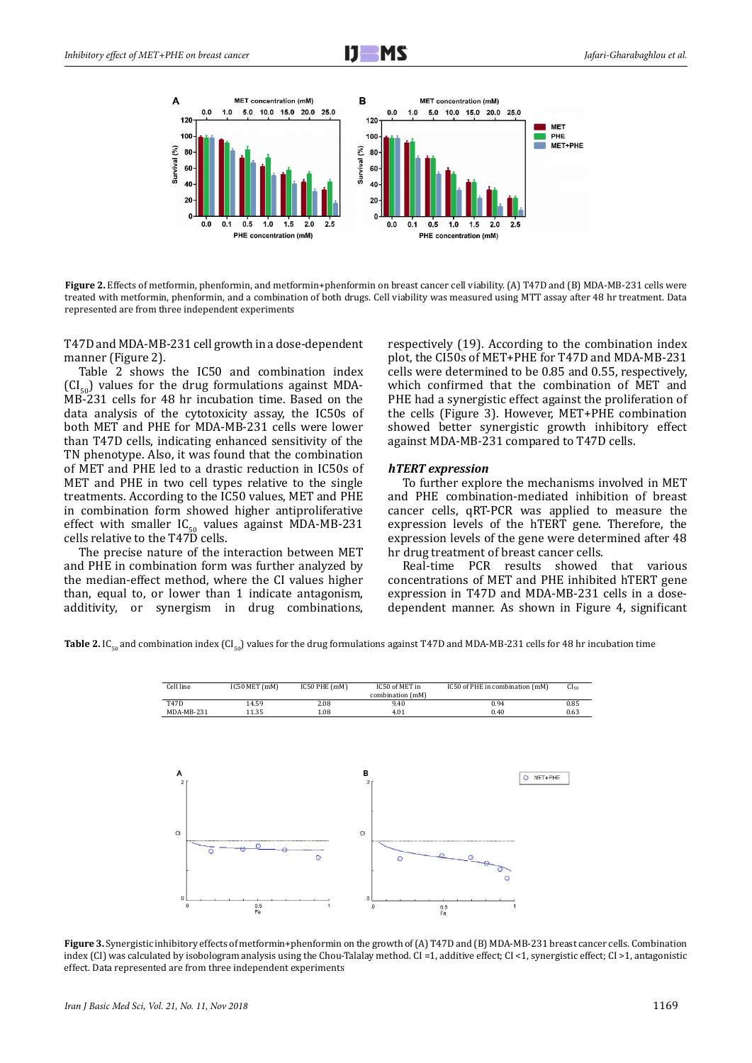**Figure 2.** Effects of metformin, phenformin, and metformin+phenformin on breast cancer cell viability. (A) T47D and (B) MDA-MB-231 cells were treated with metformin, phenformin, and a combination of both drugs. Cell viability was measured using MTT assay after 48 hr treatment. Data represented are from three independent experiments

T47D and MDA-MB-231 cell growth in a dose-dependent manner (Figure 2).

Table 2 shows the IC50 and combination index ($CI_{50}$) values for the drug formulations against MDA-MB-231 cells for 48 hr incubation time. Based on the data analysis of the cytotoxicity assay, the IC50s of both MET and PHE for MDA-MB-231 cells were lower than T47D cells, indicating enhanced sensitivity of the TN phenotype. Also, it was found that the combination of MET and PHE led to a drastic reduction in IC50s of MET and PHE in two cell types relative to the single treatments. According to the IC50 values, MET and PHE in combination form showed higher antiproliferative effect with smaller $IC_{50}$ values against MDA-MB-231 cells relative to the T47D cells.

The precise nature of the interaction between MET and PHE in combination form was further analyzed by the median-effect method, where the CI values higher than, equal to, or lower than 1 indicate antagonism, additivity, or synergism in drug combinations, respectively (19). According to the combination index plot, the CI50s of MET+PHE for T47D and MDA-MB-231 cells were determined to be 0.85 and 0.55, respectively, which confirmed that the combination of MET and PHE had a synergistic effect against the proliferation of the cells (Figure 3). However, MET+PHE combination showed better synergistic growth inhibitory effect against MDA-MB-231 compared to T47D cells.

### *hTERT* expression

To further explore the mechanisms involved in MET and PHE combination-mediated inhibition of breast cancer cells, qRT-PCR was applied to measure the expression levels of the hTERT gene. Therefore, the expression levels of the gene were determined after 48 hr drug treatment of breast cancer cells.

Real-time PCR results showed that various concentrations of MET and PHE inhibited hTERT gene expression in T47D and MDA-MB-231 cells in a dose-dependent manner. As shown in Figure 4, significant

**Table 2.** $IC_{50}$ and combination index ($CI_{50}$) values for the drug formulations against T47D and MDA-MB-231 cells for 48 hr incubation time

| Cell line | IC50 MET (mM) | IC50 PHE (mM) | IC50 of MET in combination (mM) | IC50 of PHE in combination (mM) | $CI_{50}$ |
|---|---|---|---|---|---|
| T47D | 14.59 | 2.08 | 9.40 | 0.94 | 0.85 |
| MDA-MB-231 | 11.35 | 1.08 | 4.01 | 0.40 | 0.63 |

**Figure 3.** Synergistic inhibitory effects of metformin+phenformin on the growth of (A) T47D and (B) MDA-MB-231 breast cancer cells. Combination index (CI) was calculated by isobologram analysis using the Chou-Talalay method. CI =1, additive effect; CI <1, synergistic effect; CI >1, antagonistic effect. Data represented are from three independent experiments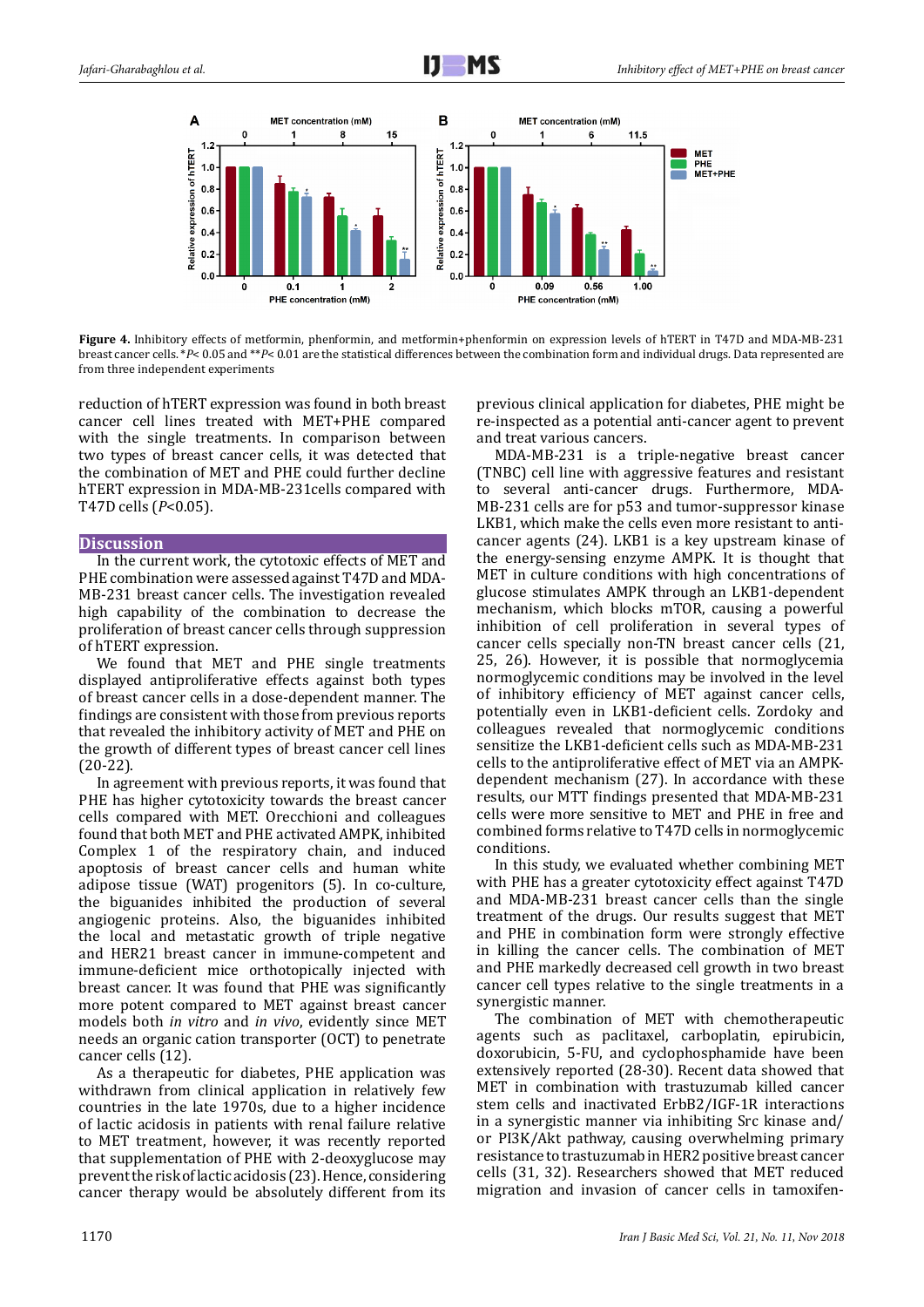**Figure 4.** Inhibitory effects of metformin, phenformin, and metformin+phenformin on expression levels of hTERT in T47D and MDA-MB-231 breast cancer cells. *$P$< 0.05 and **$P$< 0.01 are the statistical differences between the combination form and individual drugs. Data represented are from three independent experiments

reduction of hTERT expression was found in both breast cancer cell lines treated with MET+PHE compared with the single treatments. In comparison between two types of breast cancer cells, it was detected that the combination of MET and PHE could further decline hTERT expression in MDA-MB-231cells compared with T47D cells ($P$<0.05).

## Discussion

In the current work, the cytotoxic effects of MET and PHE combination were assessed against T47D and MDA-MB-231 breast cancer cells. The investigation revealed high capability of the combination to decrease the proliferation of breast cancer cells through suppression of hTERT expression.

We found that MET and PHE single treatments displayed antiproliferative effects against both types of breast cancer cells in a dose-dependent manner. The findings are consistent with those from previous reports that revealed the inhibitory activity of MET and PHE on the growth of different types of breast cancer cell lines (20-22).

In agreement with previous reports, it was found that PHE has higher cytotoxicity towards the breast cancer cells compared with MET. Orecchioni and colleagues found that both MET and PHE activated AMPK, inhibited Complex 1 of the respiratory chain, and induced apoptosis of breast cancer cells and human white adipose tissue (WAT) progenitors (5). In co-culture, the biguanides inhibited the production of several angiogenic proteins. Also, the biguanides inhibited the local and metastatic growth of triple negative and HER21 breast cancer in immune-competent and immune-deficient mice orthotopically injected with breast cancer. It was found that PHE was significantly more potent compared to MET against breast cancer models both *in vitro* and *in vivo*, evidently since MET needs an organic cation transporter (OCT) to penetrate cancer cells (12).

As a therapeutic for diabetes, PHE application was withdrawn from clinical application in relatively few countries in the late 1970s, due to a higher incidence of lactic acidosis in patients with renal failure relative to MET treatment, however, it was recently reported that supplementation of PHE with 2-deoxyglucose may prevent the risk of lactic acidosis (23). Hence, considering cancer therapy would be absolutely different from its previous clinical application for diabetes, PHE might be re-inspected as a potential anti-cancer agent to prevent and treat various cancers.

MDA-MB-231 is a triple-negative breast cancer (TNBC) cell line with aggressive features and resistant to several anti-cancer drugs. Furthermore, MDA-MB-231 cells are for p53 and tumor-suppressor kinase LKB1, which make the cells even more resistant to anti-cancer agents (24). LKB1 is a key upstream kinase of the energy-sensing enzyme AMPK. It is thought that MET in culture conditions with high concentrations of glucose stimulates AMPK through an LKB1-dependent mechanism, which blocks mTOR, causing a powerful inhibition of cell proliferation in several types of cancer cells specially non-TN breast cancer cells (21, 25, 26). However, it is possible that normoglycemia normoglycemic conditions may be involved in the level of inhibitory efficiency of MET against cancer cells, potentially even in LKB1-deficient cells. Zordoky and colleagues revealed that normoglycemic conditions sensitize the LKB1-deficient cells such as MDA-MB-231 cells to the antiproliferative effect of MET via an AMPK-dependent mechanism (27). In accordance with these results, our MTT findings presented that MDA-MB-231 cells were more sensitive to MET and PHE in free and combined forms relative to T47D cells in normoglycemic conditions.

In this study, we evaluated whether combining MET with PHE has a greater cytotoxicity effect against T47D and MDA-MB-231 breast cancer cells than the single treatment of the drugs. Our results suggest that MET and PHE in combination form were strongly effective in killing the cancer cells. The combination of MET and PHE markedly decreased cell growth in two breast cancer cell types relative to the single treatments in a synergistic manner.

The combination of MET with chemotherapeutic agents such as paclitaxel, carboplatin, epirubicin, doxorubicin, 5-FU, and cyclophosphamide have been extensively reported (28-30). Recent data showed that MET in combination with trastuzumab killed cancer stem cells and inactivated ErbB2/IGF-1R interactions in a synergistic manner via inhibiting Src kinase and/or PI3K/Akt pathway, causing overwhelming primary resistance to trastuzumab in HER2 positive breast cancer cells (31, 32). Researchers showed that MET reduced migration and invasion of cancer cells in tamoxifen-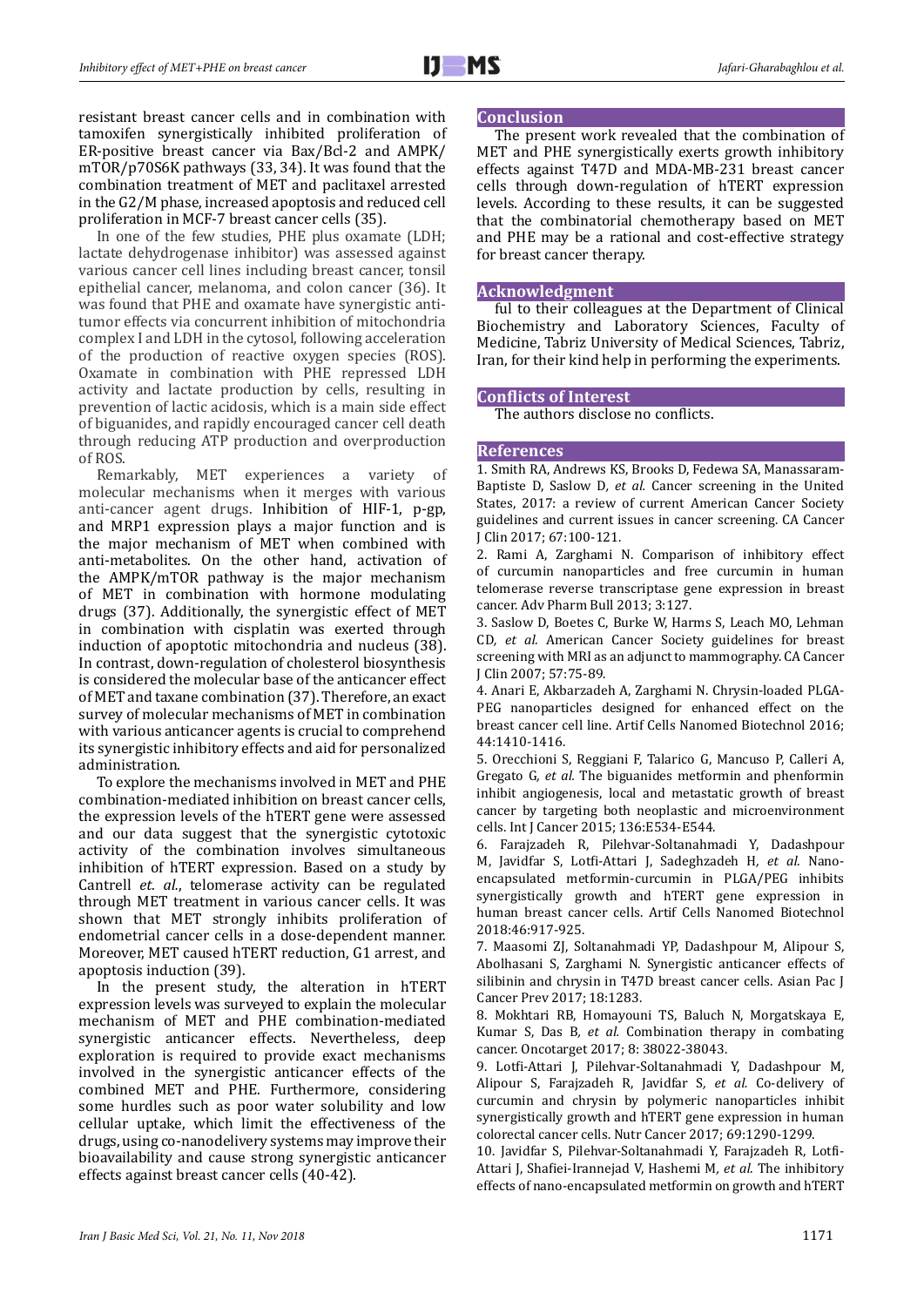resistant breast cancer cells and in combination with tamoxifen synergistically inhibited proliferation of ER-positive breast cancer via Bax/Bcl-2 and AMPK/mTOR/p70S6K pathways (33, 34). It was found that the combination treatment of MET and paclitaxel arrested in the G2/M phase, increased apoptosis and reduced cell proliferation in MCF-7 breast cancer cells (35).

In one of the few studies, PHE plus oxamate (LDH; lactate dehydrogenase inhibitor) was assessed against various cancer cell lines including breast cancer, tonsil epithelial cancer, melanoma, and colon cancer (36). It was found that PHE and oxamate have synergistic antitumor effects via concurrent inhibition of mitochondria complex I and LDH in the cytosol, following acceleration of the production of reactive oxygen species (ROS). Oxamate in combination with PHE repressed LDH activity and lactate production by cells, resulting in prevention of lactic acidosis, which is a main side effect of biguanides, and rapidly encouraged cancer cell death through reducing ATP production and overproduction of ROS.

Remarkably, MET experiences a variety of molecular mechanisms when it merges with various anti-cancer agent drugs. Inhibition of HIF-1, p-gp, and MRP1 expression plays a major function and is the major mechanism of MET when combined with anti-metabolites. On the other hand, activation of the AMPK/mTOR pathway is the major mechanism of MET in combination with hormone modulating drugs (37). Additionally, the synergistic effect of MET in combination with cisplatin was exerted through induction of apoptotic mitochondria and nucleus (38). In contrast, down-regulation of cholesterol biosynthesis is considered the molecular base of the anticancer effect of MET and taxane combination (37). Therefore, an exact survey of molecular mechanisms of MET in combination with various anticancer agents is crucial to comprehend its synergistic inhibitory effects and aid for personalized administration.

To explore the mechanisms involved in MET and PHE combination-mediated inhibition on breast cancer cells, the expression levels of the hTERT gene were assessed and our data suggest that the synergistic cytotoxic activity of the combination involves simultaneous inhibition of hTERT expression. Based on a study by Cantrell *et. al.*, telomerase activity can be regulated through MET treatment in various cancer cells. It was shown that MET strongly inhibits proliferation of endometrial cancer cells in a dose-dependent manner. Moreover, MET caused hTERT reduction, G1 arrest, and apoptosis induction (39).

In the present study, the alteration in hTERT expression levels was surveyed to explain the molecular mechanism of MET and PHE combination-mediated synergistic anticancer effects. Nevertheless, deep exploration is required to provide exact mechanisms involved in the synergistic anticancer effects of the combined MET and PHE. Furthermore, considering some hurdles such as poor water solubility and low cellular uptake, which limit the effectiveness of the drugs, using co-nanodelivery systems may improve their bioavailability and cause strong synergistic anticancer effects against breast cancer cells (40-42).

## Conclusion

The present work revealed that the combination of MET and PHE synergistically exerts growth inhibitory effects against T47D and MDA-MB-231 breast cancer cells through down-regulation of hTERT expression levels. According to these results, it can be suggested that the combinatorial chemotherapy based on MET and PHE may be a rational and cost-effective strategy for breast cancer therapy.

## Acknowledgment

ful to their colleagues at the Department of Clinical Biochemistry and Laboratory Sciences, Faculty of Medicine, Tabriz University of Medical Sciences, Tabriz, Iran, for their kind help in performing the experiments.

## Conflicts of Interest

The authors disclose no conflicts.

## References

1. Smith RA, Andrews KS, Brooks D, Fedewa SA, Manassaram-Baptiste D, Saslow D, *et al.* Cancer screening in the United States, 2017: a review of current American Cancer Society guidelines and current issues in cancer screening. CA Cancer J Clin 2017; 67:100-121.
2. Rami A, Zarghami N. Comparison of inhibitory effect of curcumin nanoparticles and free curcumin in human telomerase reverse transcriptase gene expression in breast cancer. Adv Pharm Bull 2013; 3:127.
3. Saslow D, Boetes C, Burke W, Harms S, Leach MO, Lehman CD, *et al.* American Cancer Society guidelines for breast screening with MRI as an adjunct to mammography. CA Cancer J Clin 2007; 57:75-89.
4. Anari E, Akbarzadeh A, Zarghami N. Chrysin-loaded PLGA-PEG nanoparticles designed for enhanced effect on the breast cancer cell line. Artif Cells Nanomed Biotechnol 2016; 44:1410-1416.
5. Orecchioni S, Reggiani F, Talarico G, Mancuso P, Calleri A, Gregato G, *et al.* The biguanides metformin and phenformin inhibit angiogenesis, local and metastatic growth of breast cancer by targeting both neoplastic and microenvironment cells. Int J Cancer 2015; 136:E534-E544.
6. Farajzadeh R, Pilehvar-Soltanahmadi Y, Dadashpour M, Javidfar S, Lotfi-Attari J, Sadeghzadeh H, *et al.* Nano-encapsulated metformin-curcumin in PLGA/PEG inhibits synergistically growth and hTERT gene expression in human breast cancer cells. Artif Cells Nanomed Biotechnol 2018:46:917-925.
7. Maasomi ZJ, Soltanahmadi YP, Dadashpour M, Alipour S, Abolhasani S, Zarghami N. Synergistic anticancer effects of silibinin and chrysin in T47D breast cancer cells. Asian Pac J Cancer Prev 2017; 18:1283.
8. Mokhtari RB, Homayouni TS, Baluch N, Morgatskaya E, Kumar S, Das B, *et al.* Combination therapy in combating cancer. Oncotarget 2017; 8: 38022-38043.
9. Lotfi-Attari J, Pilehvar-Soltanahmadi Y, Dadashpour M, Alipour S, Farajzadeh R, Javidfar S, *et al.* Co-delivery of curcumin and chrysin by polymeric nanoparticles inhibit synergistically growth and hTERT gene expression in human colorectal cancer cells. Nutr Cancer 2017; 69:1290-1299.
10. Javidfar S, Pilehvar-Soltanahmadi Y, Farajzadeh R, Lotfi-Attari J, Shafiei-Irannejad V, Hashemi M, *et al.* The inhibitory effects of nano-encapsulated metformin on growth and hTERT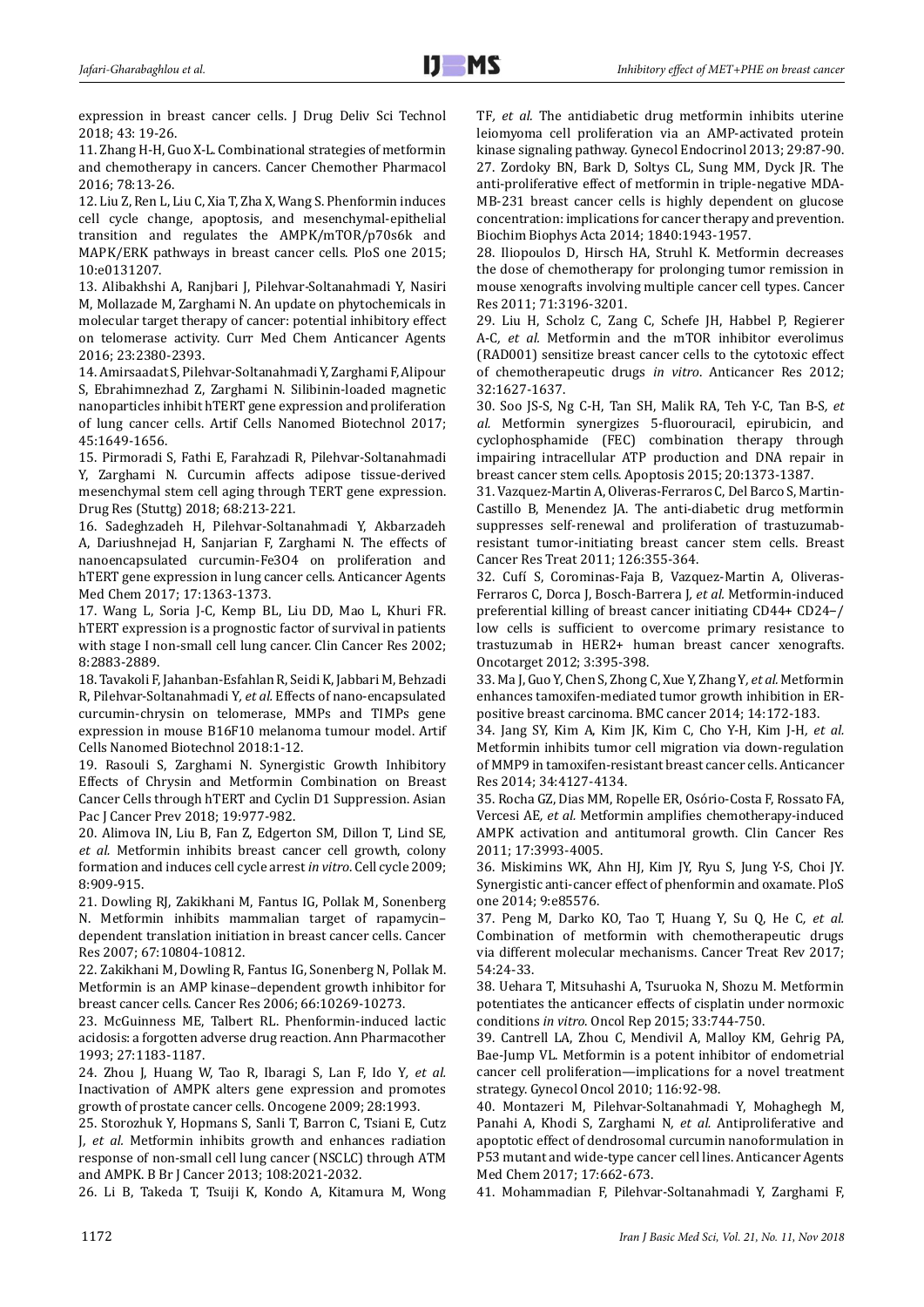expression in breast cancer cells. J Drug Deliv Sci Technol 2018; 43: 19-26.

11. Zhang H-H, Guo X-L. Combinational strategies of metformin and chemotherapy in cancers. Cancer Chemother Pharmacol 2016; 78:13-26.

12. Liu Z, Ren L, Liu C, Xia T, Zha X, Wang S. Phenformin induces cell cycle change, apoptosis, and mesenchymal-epithelial transition and regulates the AMPK/mTOR/p70s6k and MAPK/ERK pathways in breast cancer cells. PloS one 2015; 10:e0131207.

13. Alibakhshi A, Ranjbari J, Pilehvar-Soltanahmadi Y, Nasiri M, Mollazade M, Zarghami N. An update on phytochemicals in molecular target therapy of cancer: potential inhibitory effect on telomerase activity. Curr Med Chem Anticancer Agents 2016; 23:2380-2393.

14. Amirsaadat S, Pilehvar-Soltanahmadi Y, Zarghami F, Alipour S, Ebrahimnezhad Z, Zarghami N. Silibinin-loaded magnetic nanoparticles inhibit hTERT gene expression and proliferation of lung cancer cells. Artif Cells Nanomed Biotechnol 2017; 45:1649-1656.

15. Pirmoradi S, Fathi E, Farahzadi R, Pilehvar-Soltanahmadi Y, Zarghami N. Curcumin affects adipose tissue-derived mesenchymal stem cell aging through TERT gene expression. Drug Res (Stuttg) 2018; 68:213-221.

16. Sadeghzadeh H, Pilehvar-Soltanahmadi Y, Akbarzadeh A, Dariushnejad H, Sanjarian F, Zarghami N. The effects of nanoencapsulated curcumin-Fe3O4 on proliferation and hTERT gene expression in lung cancer cells. Anticancer Agents Med Chem 2017; 17:1363-1373.

17. Wang L, Soria J-C, Kemp BL, Liu DD, Mao L, Khuri FR. hTERT expression is a prognostic factor of survival in patients with stage I non-small cell lung cancer. Clin Cancer Res 2002; 8:2883-2889.

18. Tavakoli F, Jahanban-Esfahlan R, Seidi K, Jabbari M, Behzadi R, Pilehvar-Soltanahmadi Y, *et al.* Effects of nano-encapsulated curcumin-chrysin on telomerase, MMPs and TIMPs gene expression in mouse B16F10 melanoma tumour model. Artif Cells Nanomed Biotechnol 2018:1-12.

19. Rasouli S, Zarghami N. Synergistic Growth Inhibitory Effects of Chrysin and Metformin Combination on Breast Cancer Cells through hTERT and Cyclin D1 Suppression. Asian Pac J Cancer Prev 2018; 19:977-982.

20. Alimova IN, Liu B, Fan Z, Edgerton SM, Dillon T, Lind SE, *et al.* Metformin inhibits breast cancer cell growth, colony formation and induces cell cycle arrest *in vitro*. Cell cycle 2009; 8:909-915.

21. Dowling RJ, Zakikhani M, Fantus IG, Pollak M, Sonenberg N. Metformin inhibits mammalian target of rapamycin–dependent translation initiation in breast cancer cells. Cancer Res 2007; 67:10804-10812.

22. Zakikhani M, Dowling R, Fantus IG, Sonenberg N, Pollak M. Metformin is an AMP kinase–dependent growth inhibitor for breast cancer cells. Cancer Res 2006; 66:10269-10273.

23. McGuinness ME, Talbert RL. Phenformin-induced lactic acidosis: a forgotten adverse drug reaction. Ann Pharmacother 1993; 27:1183-1187.

24. Zhou J, Huang W, Tao R, Ibaragi S, Lan F, Ido Y, *et al.* Inactivation of AMPK alters gene expression and promotes growth of prostate cancer cells. Oncogene 2009; 28:1993.

25. Storozhuk Y, Hopmans S, Sanli T, Barron C, Tsiani E, Cutz J, *et al.* Metformin inhibits growth and enhances radiation response of non-small cell lung cancer (NSCLC) through ATM and AMPK. B Br J Cancer 2013; 108:2021-2032.

26. Li B, Takeda T, Tsuiji K, Kondo A, Kitamura M, Wong TF, *et al.* The antidiabetic drug metformin inhibits uterine leiomyoma cell proliferation via an AMP-activated protein kinase signaling pathway. Gynecol Endocrinol 2013; 29:87-90.

27. Zordoky BN, Bark D, Soltys CL, Sung MM, Dyck JR. The anti-proliferative effect of metformin in triple-negative MDA-MB-231 breast cancer cells is highly dependent on glucose concentration: implications for cancer therapy and prevention. Biochim Biophys Acta 2014; 1840:1943-1957.

28. Iliopoulos D, Hirsch HA, Struhl K. Metformin decreases the dose of chemotherapy for prolonging tumor remission in mouse xenografts involving multiple cancer cell types. Cancer Res 2011; 71:3196-3201.

29. Liu H, Scholz C, Zang C, Schefe JH, Habbel P, Regierer A-C, *et al.* Metformin and the mTOR inhibitor everolimus (RAD001) sensitize breast cancer cells to the cytotoxic effect of chemotherapeutic drugs *in vitro*. Anticancer Res 2012; 32:1627-1637.

30. Soo JS-S, Ng C-H, Tan SH, Malik RA, Teh Y-C, Tan B-S, *et al.* Metformin synergizes 5-fluorouracil, epirubicin, and cyclophosphamide (FEC) combination therapy through impairing intracellular ATP production and DNA repair in breast cancer stem cells. Apoptosis 2015; 20:1373-1387.

31. Vazquez-Martin A, Oliveras-Ferraros C, Del Barco S, Martin-Castillo B, Menendez JA. The anti-diabetic drug metformin suppresses self-renewal and proliferation of trastuzumab-resistant tumor-initiating breast cancer stem cells. Breast Cancer Res Treat 2011; 126:355-364.

32. Cufí S, Corominas-Faja B, Vazquez-Martin A, Oliveras-Ferraros C, Dorca J, Bosch-Barrera J, *et al.* Metformin-induced preferential killing of breast cancer initiating CD44+ CD24−/low cells is sufficient to overcome primary resistance to trastuzumab in HER2+ human breast cancer xenografts. Oncotarget 2012; 3:395-398.

33. Ma J, Guo Y, Chen S, Zhong C, Xue Y, Zhang Y, *et al.* Metformin enhances tamoxifen-mediated tumor growth inhibition in ER-positive breast carcinoma. BMC cancer 2014; 14:172-183.

34. Jang SY, Kim A, Kim JK, Kim C, Cho Y-H, Kim J-H, *et al.* Metformin inhibits tumor cell migration via down-regulation of MMP9 in tamoxifen-resistant breast cancer cells. Anticancer Res 2014; 34:4127-4134.

35. Rocha GZ, Dias MM, Ropelle ER, Osório-Costa F, Rossato FA, Vercesi AE, *et al.* Metformin amplifies chemotherapy-induced AMPK activation and antitumoral growth. Clin Cancer Res 2011; 17:3993-4005.

36. Miskimins WK, Ahn HJ, Kim JY, Ryu S, Jung Y-S, Choi JY. Synergistic anti-cancer effect of phenformin and oxamate. PloS one 2014; 9:e85576.

37. Peng M, Darko KO, Tao T, Huang Y, Su Q, He C, *et al.* Combination of metformin with chemotherapeutic drugs via different molecular mechanisms. Cancer Treat Rev 2017; 54:24-33.

38. Uehara T, Mitsuhashi A, Tsuruoka N, Shozu M. Metformin potentiates the anticancer effects of cisplatin under normoxic conditions *in vitro*. Oncol Rep 2015; 33:744-750.

39. Cantrell LA, Zhou C, Mendivil A, Malloy KM, Gehrig PA, Bae-Jump VL. Metformin is a potent inhibitor of endometrial cancer cell proliferation—implications for a novel treatment strategy. Gynecol Oncol 2010; 116:92-98.

40. Montazeri M, Pilehvar-Soltanahmadi Y, Mohaghegh M, Panahi A, Khodi S, Zarghami N, *et al.* Antiproliferative and apoptotic effect of dendrosomal curcumin nanoformulation in P53 mutant and wide-type cancer cell lines. Anticancer Agents Med Chem 2017; 17:662-673.

41. Mohammadian F, Pilehvar-Soltanahmadi Y, Zarghami F,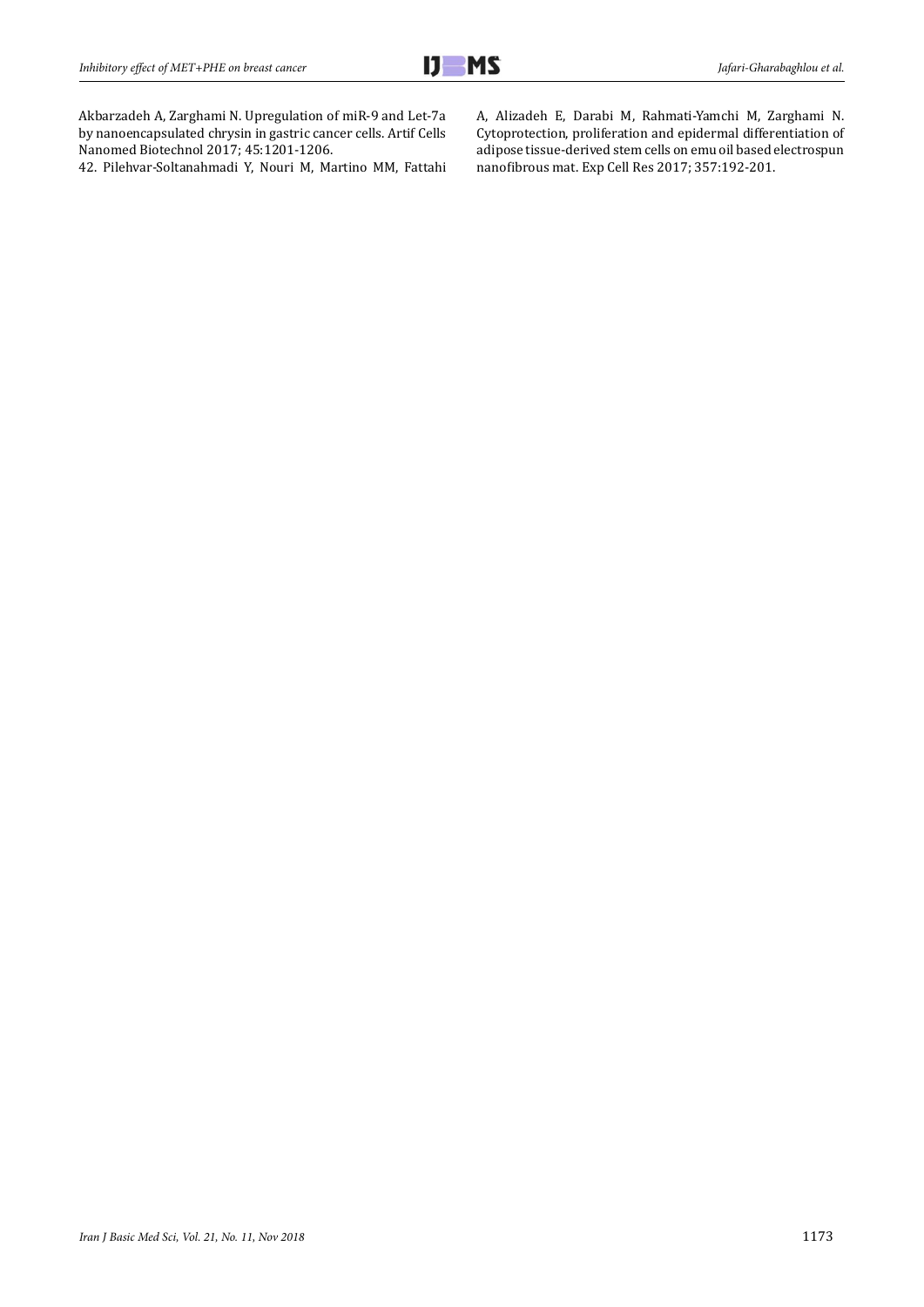Akbarzadeh A, Zarghami N. Upregulation of miR-9 and Let-7a by nanoencapsulated chrysin in gastric cancer cells. Artif Cells Nanomed Biotechnol 2017; 45:1201-1206.

42. Pilehvar-Soltanahmadi Y, Nouri M, Martino MM, Fattahi A, Alizadeh E, Darabi M, Rahmati-Yamchi M, Zarghami N. Cytoprotection, proliferation and epidermal differentiation of adipose tissue-derived stem cells on emu oil based electrospun nanofibrous mat. Exp Cell Res 2017; 357:192-201.